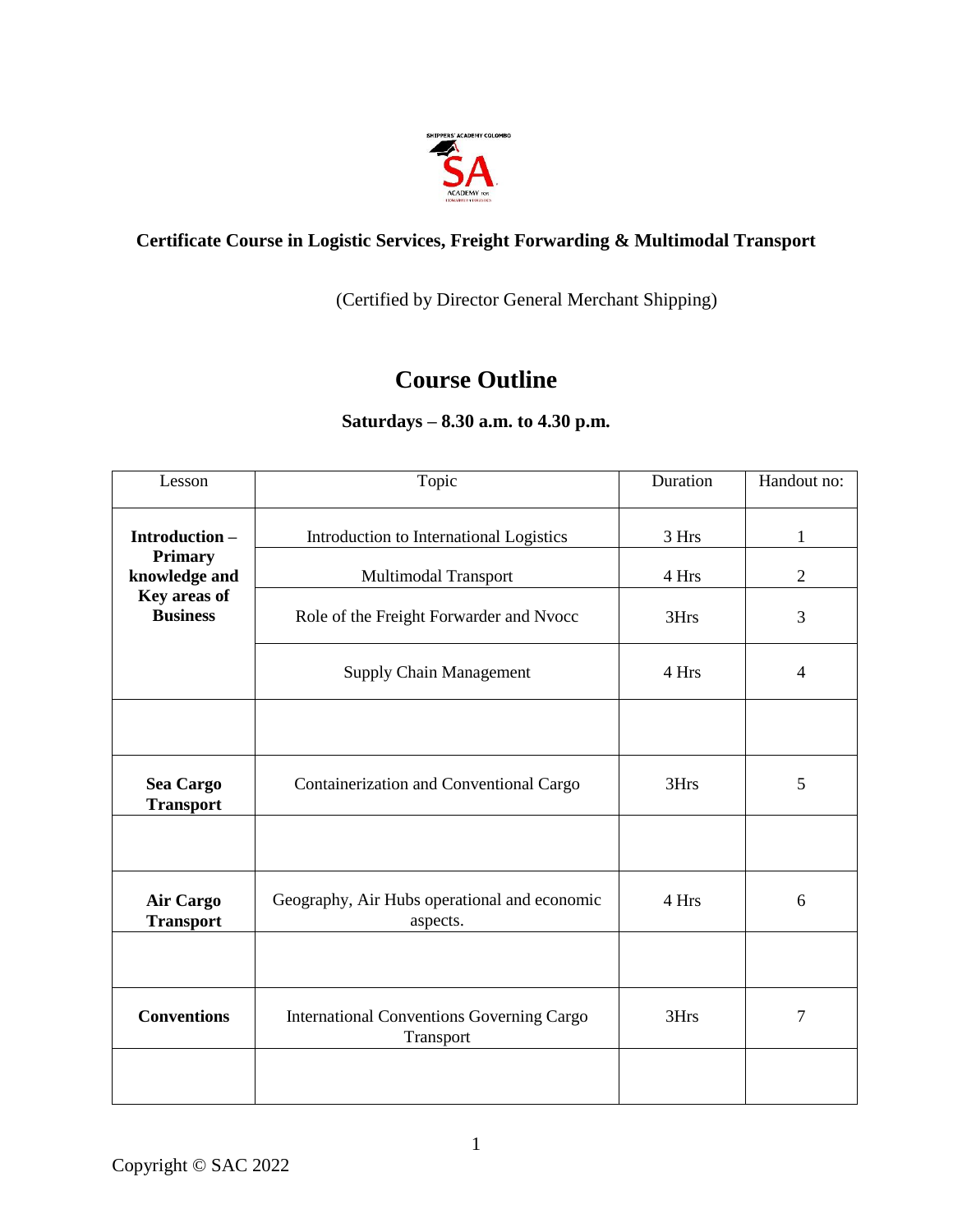**Certificate Course in Logistic Services, Freight Forwarding & Multimodal Transport**

(Certified by Director General Merchant Shipping)

# Course Outline

**Saturdays – 8.30 a.m. to 4.30 p.m.**

| Lesson | Topic | Duration | Handout no: |
|---|---|---|---|
| **Introduction – Primary knowledge and Key areas of Business** | Introduction to International Logistics | 3 Hrs | 1 |
| | Multimodal Transport | 4 Hrs | 2 |
| | Role of the Freight Forwarder and Nvocc | 3Hrs | 3 |
| | Supply Chain Management | 4 Hrs | 4 |
| | | | |
| **Sea Cargo Transport** | Containerization and Conventional Cargo | 3Hrs | 5 |
| | | | |
| **Air Cargo Transport** | Geography, Air Hubs operational and economic aspects. | 4 Hrs | 6 |
| | | | |
| **Conventions** | International Conventions Governing Cargo Transport | 3Hrs | 7 |
| | | | |

Copyright © SAC 2022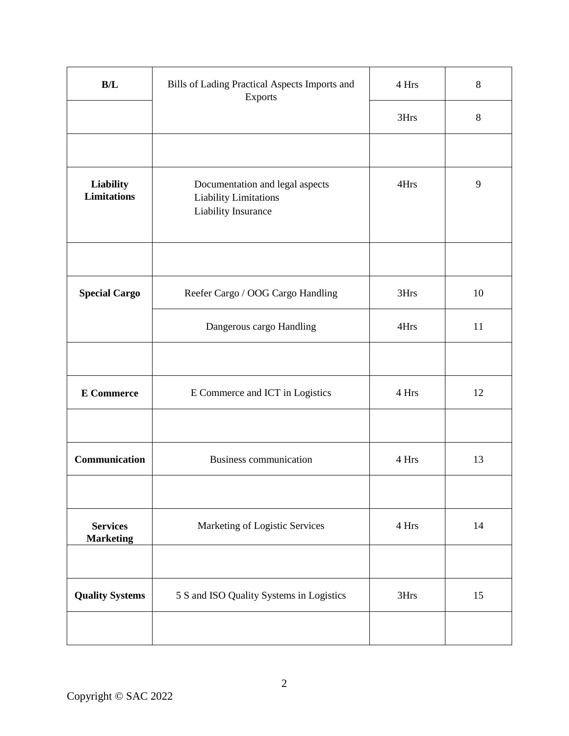| **B/L** | Bills of Lading Practical Aspects Imports and Exports | 4 Hrs | 8 |
|---|---|---|---|
| | | 3Hrs | 8 |
| | | | |
| **Liability Limitations** | Documentation and legal aspects<br>Liability Limitations<br>Liability Insurance | 4Hrs | 9 |
| | | | |
| **Special Cargo** | Reefer Cargo / OOG Cargo Handling | 3Hrs | 10 |
| | Dangerous cargo Handling | 4Hrs | 11 |
| | | | |
| **E Commerce** | E Commerce and ICT in Logistics | 4 Hrs | 12 |
| | | | |
| **Communication** | Business communication | 4 Hrs | 13 |
| | | | |
| **Services Marketing** | Marketing of Logistic Services | 4 Hrs | 14 |
| | | | |
| **Quality Systems** | 5 S and ISO Quality Systems in Logistics | 3Hrs | 15 |
| | | | |

Copyright © SAC 2022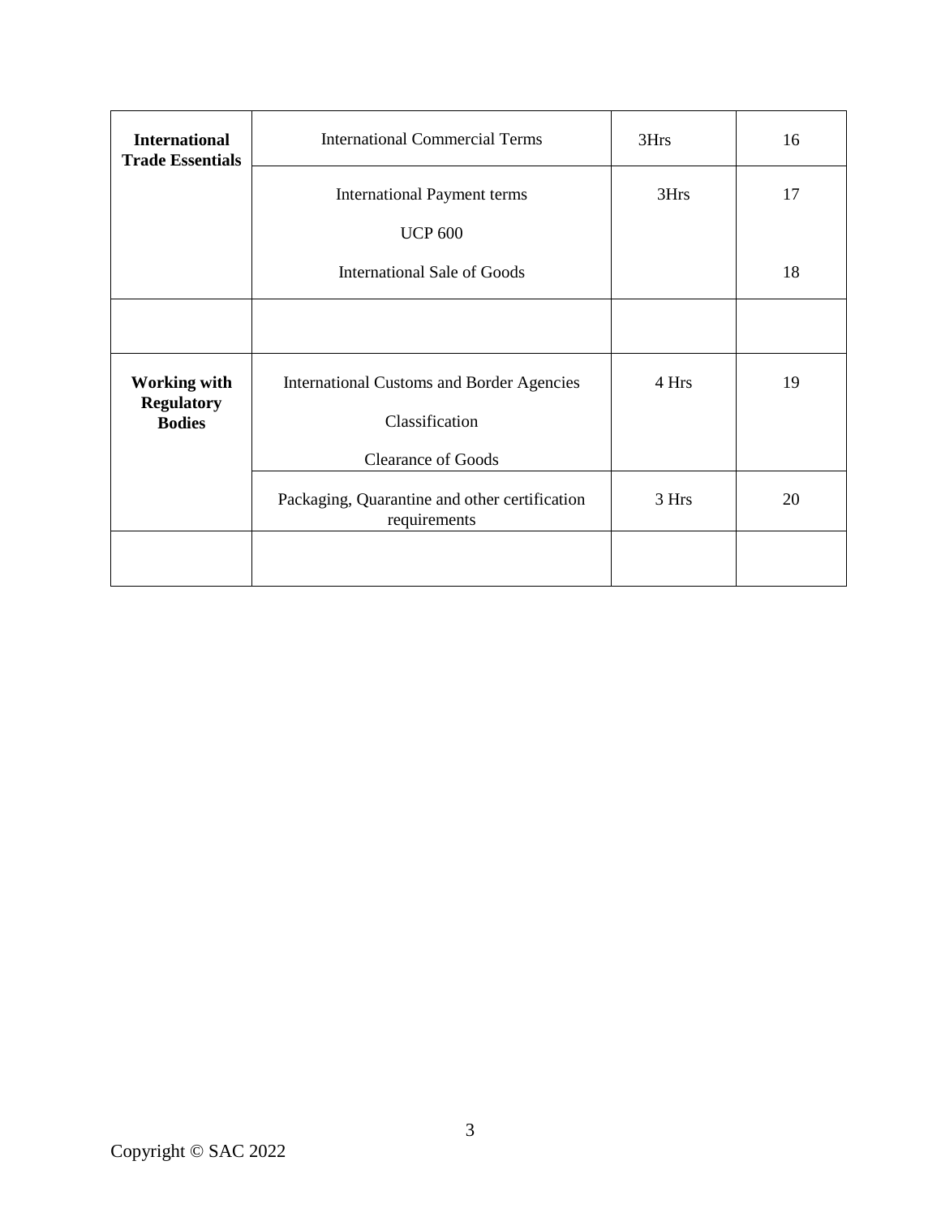| | | | |
|---|---|---|---|
| **International Trade Essentials** | International Commercial Terms | 3Hrs | 16 |
| | International Payment terms<br>UCP 600 | 3Hrs | 17 |
| | International Sale of Goods | | 18 |
| | | | |
| **Working with Regulatory Bodies** | International Customs and Border Agencies<br>Classification<br>Clearance of Goods | 4 Hrs | 19 |
| | Packaging, Quarantine and other certification requirements | 3 Hrs | 20 |
| | | | |

Copyright © SAC 2022